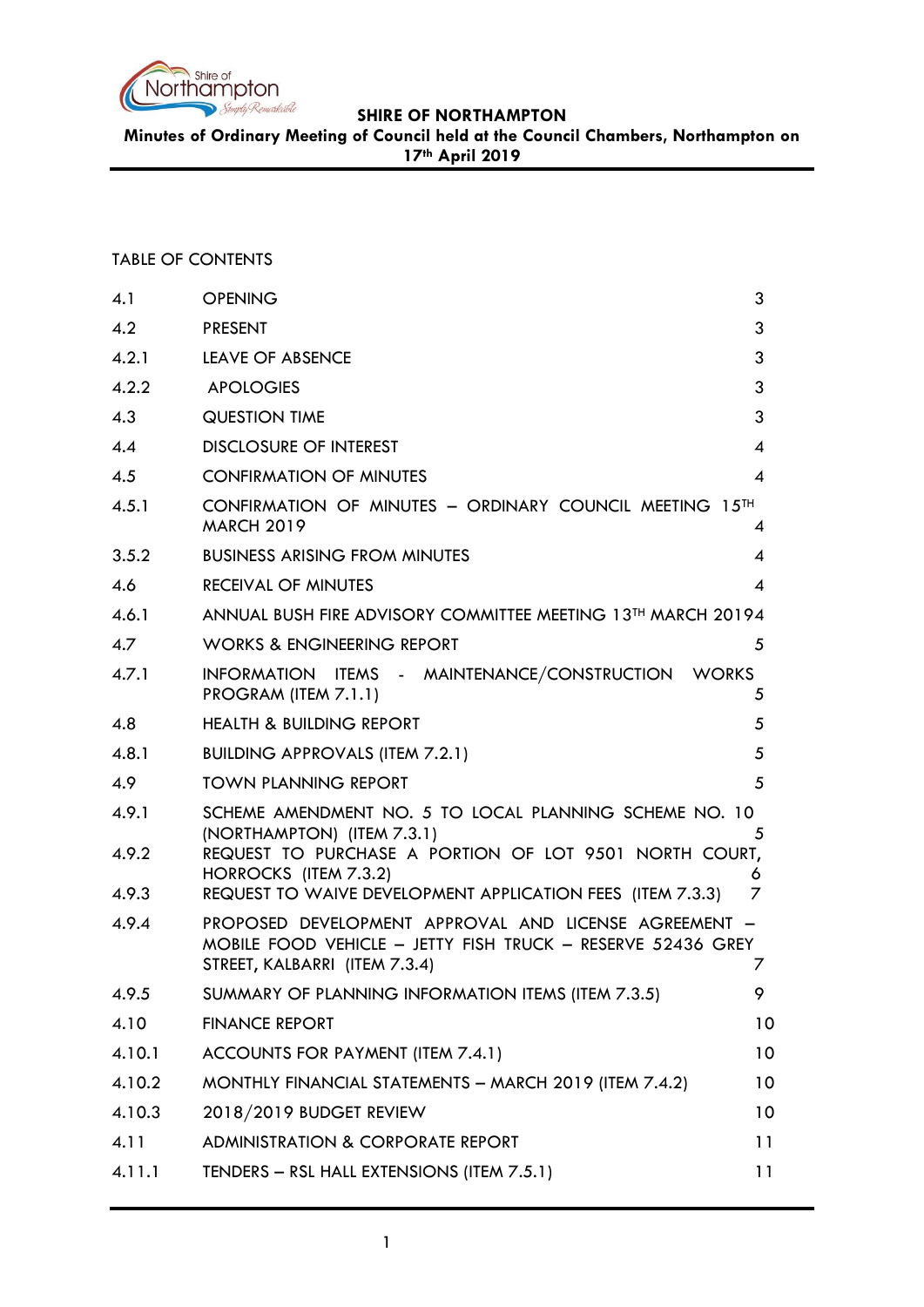# SHIRE OF NORTHAMPTON

**Minutes of Ordinary Meeting of Council held at the Council Chambers, Northampton on 17th April 2019**

TABLE OF CONTENTS

| | | |
|---|---|---|
| 4.1 | OPENING | 3 |
| 4.2 | PRESENT | 3 |
| 4.2.1 | LEAVE OF ABSENCE | 3 |
| 4.2.2 | APOLOGIES | 3 |
| 4.3 | QUESTION TIME | 3 |
| 4.4 | DISCLOSURE OF INTEREST | 4 |
| 4.5 | CONFIRMATION OF MINUTES | 4 |
| 4.5.1 | CONFIRMATION OF MINUTES – ORDINARY COUNCIL MEETING 15TH MARCH 2019 | 4 |
| 3.5.2 | BUSINESS ARISING FROM MINUTES | 4 |
| 4.6 | RECEIVAL OF MINUTES | 4 |
| 4.6.1 | ANNUAL BUSH FIRE ADVISORY COMMITTEE MEETING 13TH MARCH 2019 | 4 |
| 4.7 | WORKS & ENGINEERING REPORT | 5 |
| 4.7.1 | INFORMATION ITEMS - MAINTENANCE/CONSTRUCTION WORKS PROGRAM (ITEM 7.1.1) | 5 |
| 4.8 | HEALTH & BUILDING REPORT | 5 |
| 4.8.1 | BUILDING APPROVALS (ITEM 7.2.1) | 5 |
| 4.9 | TOWN PLANNING REPORT | 5 |
| 4.9.1 | SCHEME AMENDMENT NO. 5 TO LOCAL PLANNING SCHEME NO. 10 (NORTHAMPTON) (ITEM 7.3.1) | 5 |
| 4.9.2 | REQUEST TO PURCHASE A PORTION OF LOT 9501 NORTH COURT, HORROCKS (ITEM 7.3.2) | 6 |
| 4.9.3 | REQUEST TO WAIVE DEVELOPMENT APPLICATION FEES (ITEM 7.3.3) | 7 |
| 4.9.4 | PROPOSED DEVELOPMENT APPROVAL AND LICENSE AGREEMENT – MOBILE FOOD VEHICLE – JETTY FISH TRUCK – RESERVE 52436 GREY STREET, KALBARRI (ITEM 7.3.4) | 7 |
| 4.9.5 | SUMMARY OF PLANNING INFORMATION ITEMS (ITEM 7.3.5) | 9 |
| 4.10 | FINANCE REPORT | 10 |
| 4.10.1 | ACCOUNTS FOR PAYMENT (ITEM 7.4.1) | 10 |
| 4.10.2 | MONTHLY FINANCIAL STATEMENTS – MARCH 2019 (ITEM 7.4.2) | 10 |
| 4.10.3 | 2018/2019 BUDGET REVIEW | 10 |
| 4.11 | ADMINISTRATION & CORPORATE REPORT | 11 |
| 4.11.1 | TENDERS – RSL HALL EXTENSIONS (ITEM 7.5.1) | 11 |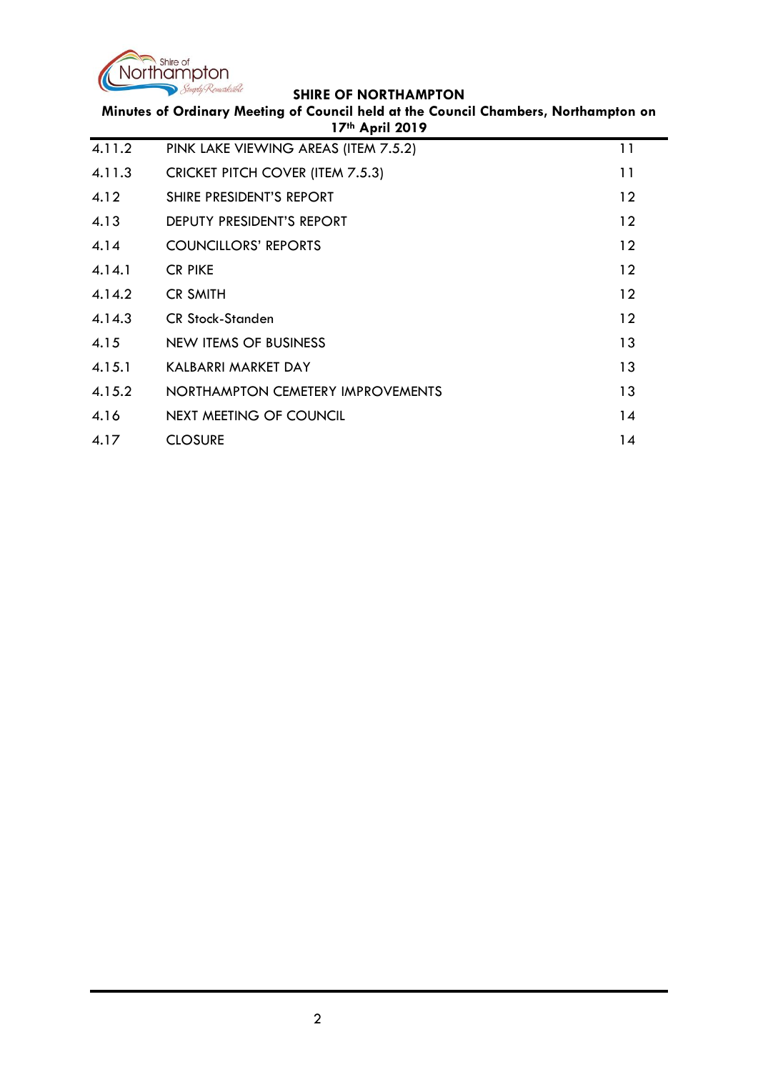| | | |
|---|---|---|
| 4.11.2 | PINK LAKE VIEWING AREAS (ITEM 7.5.2) | 11 |
| 4.11.3 | CRICKET PITCH COVER (ITEM 7.5.3) | 11 |
| 4.12 | SHIRE PRESIDENT'S REPORT | 12 |
| 4.13 | DEPUTY PRESIDENT'S REPORT | 12 |
| 4.14 | COUNCILLORS' REPORTS | 12 |
| 4.14.1 | CR PIKE | 12 |
| 4.14.2 | CR SMITH | 12 |
| 4.14.3 | CR Stock-Standen | 12 |
| 4.15 | NEW ITEMS OF BUSINESS | 13 |
| 4.15.1 | KALBARRI MARKET DAY | 13 |
| 4.15.2 | NORTHAMPTON CEMETERY IMPROVEMENTS | 13 |
| 4.16 | NEXT MEETING OF COUNCIL | 14 |
| 4.17 | CLOSURE | 14 |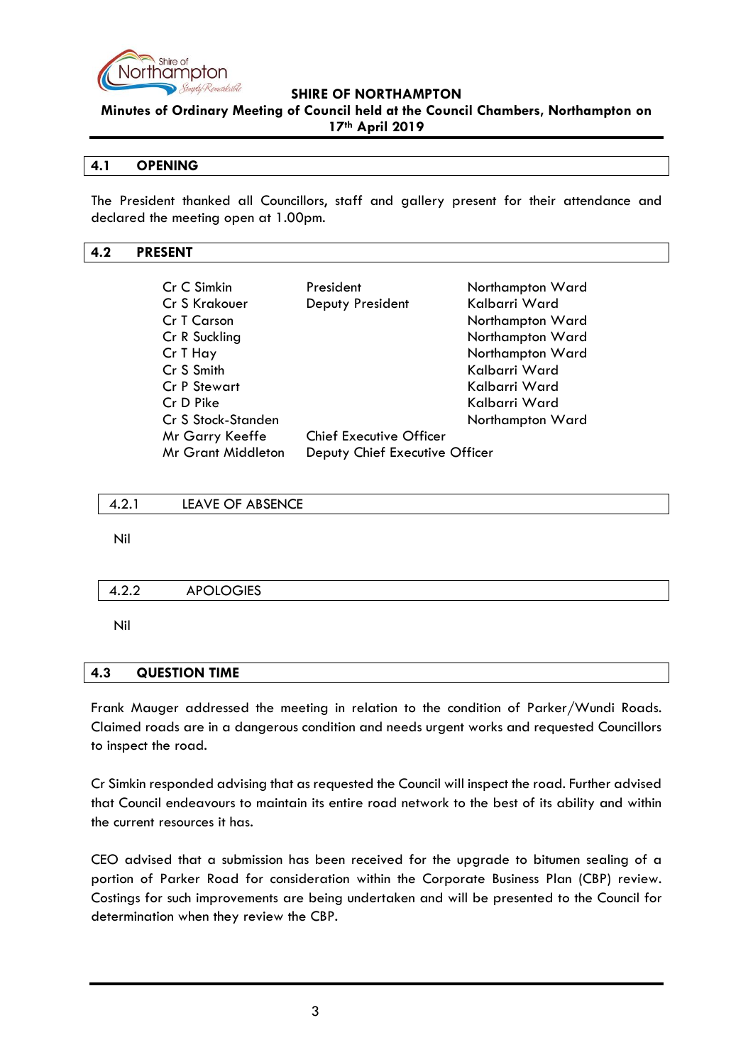## 4.1 OPENING

The President thanked all Councillors, staff and gallery present for their attendance and declared the meeting open at 1.00pm.

## 4.2 PRESENT

| | | |
|---|---|---|
| Cr C Simkin | President | Northampton Ward |
| Cr S Krakouer | Deputy President | Kalbarri Ward |
| Cr T Carson | | Northampton Ward |
| Cr R Suckling | | Northampton Ward |
| Cr T Hay | | Northampton Ward |
| Cr S Smith | | Kalbarri Ward |
| Cr P Stewart | | Kalbarri Ward |
| Cr D Pike | | Kalbarri Ward |
| Cr S Stock-Standen | | Northampton Ward |
| Mr Garry Keeffe | Chief Executive Officer | |
| Mr Grant Middleton | Deputy Chief Executive Officer | |

### 4.2.1 LEAVE OF ABSENCE

Nil

### 4.2.2 APOLOGIES

Nil

## 4.3 QUESTION TIME

Frank Mauger addressed the meeting in relation to the condition of Parker/Wundi Roads. Claimed roads are in a dangerous condition and needs urgent works and requested Councillors to inspect the road.

Cr Simkin responded advising that as requested the Council will inspect the road. Further advised that Council endeavours to maintain its entire road network to the best of its ability and within the current resources it has.

CEO advised that a submission has been received for the upgrade to bitumen sealing of a portion of Parker Road for consideration within the Corporate Business Plan (CBP) review. Costings for such improvements are being undertaken and will be presented to the Council for determination when they review the CBP.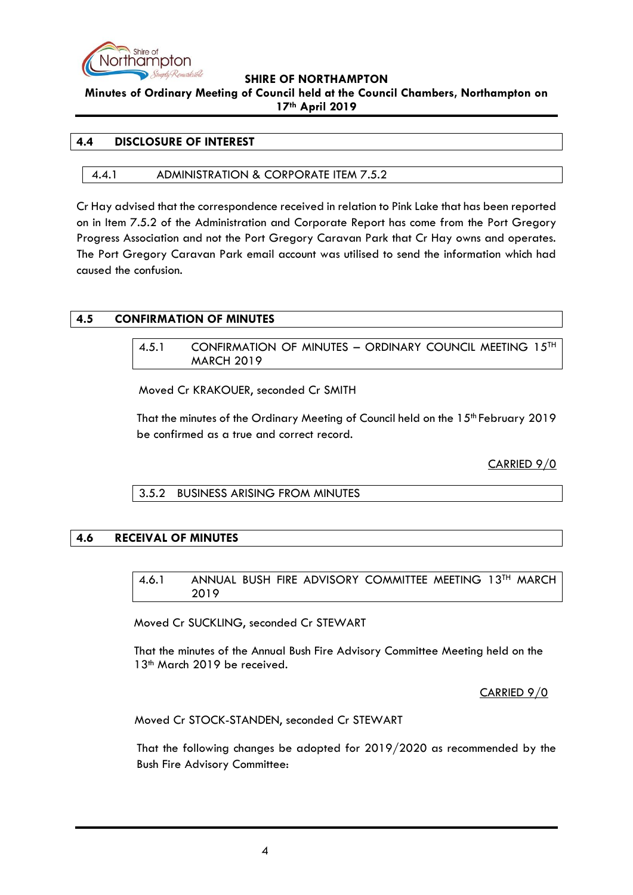## 4.4 DISCLOSURE OF INTEREST

### 4.4.1 ADMINISTRATION & CORPORATE ITEM 7.5.2

Cr Hay advised that the correspondence received in relation to Pink Lake that has been reported on in Item 7.5.2 of the Administration and Corporate Report has come from the Port Gregory Progress Association and not the Port Gregory Caravan Park that Cr Hay owns and operates. The Port Gregory Caravan Park email account was utilised to send the information which had caused the confusion.

## 4.5 CONFIRMATION OF MINUTES

### 4.5.1 CONFIRMATION OF MINUTES – ORDINARY COUNCIL MEETING 15TH MARCH 2019

Moved Cr KRAKOUER, seconded Cr SMITH

That the minutes of the Ordinary Meeting of Council held on the 15th February 2019 be confirmed as a true and correct record.

CARRIED 9/0

### 3.5.2 BUSINESS ARISING FROM MINUTES

## 4.6 RECEIVAL OF MINUTES

### 4.6.1 ANNUAL BUSH FIRE ADVISORY COMMITTEE MEETING 13TH MARCH 2019

Moved Cr SUCKLING, seconded Cr STEWART

That the minutes of the Annual Bush Fire Advisory Committee Meeting held on the 13th March 2019 be received.

CARRIED 9/0

Moved Cr STOCK-STANDEN, seconded Cr STEWART

That the following changes be adopted for 2019/2020 as recommended by the Bush Fire Advisory Committee: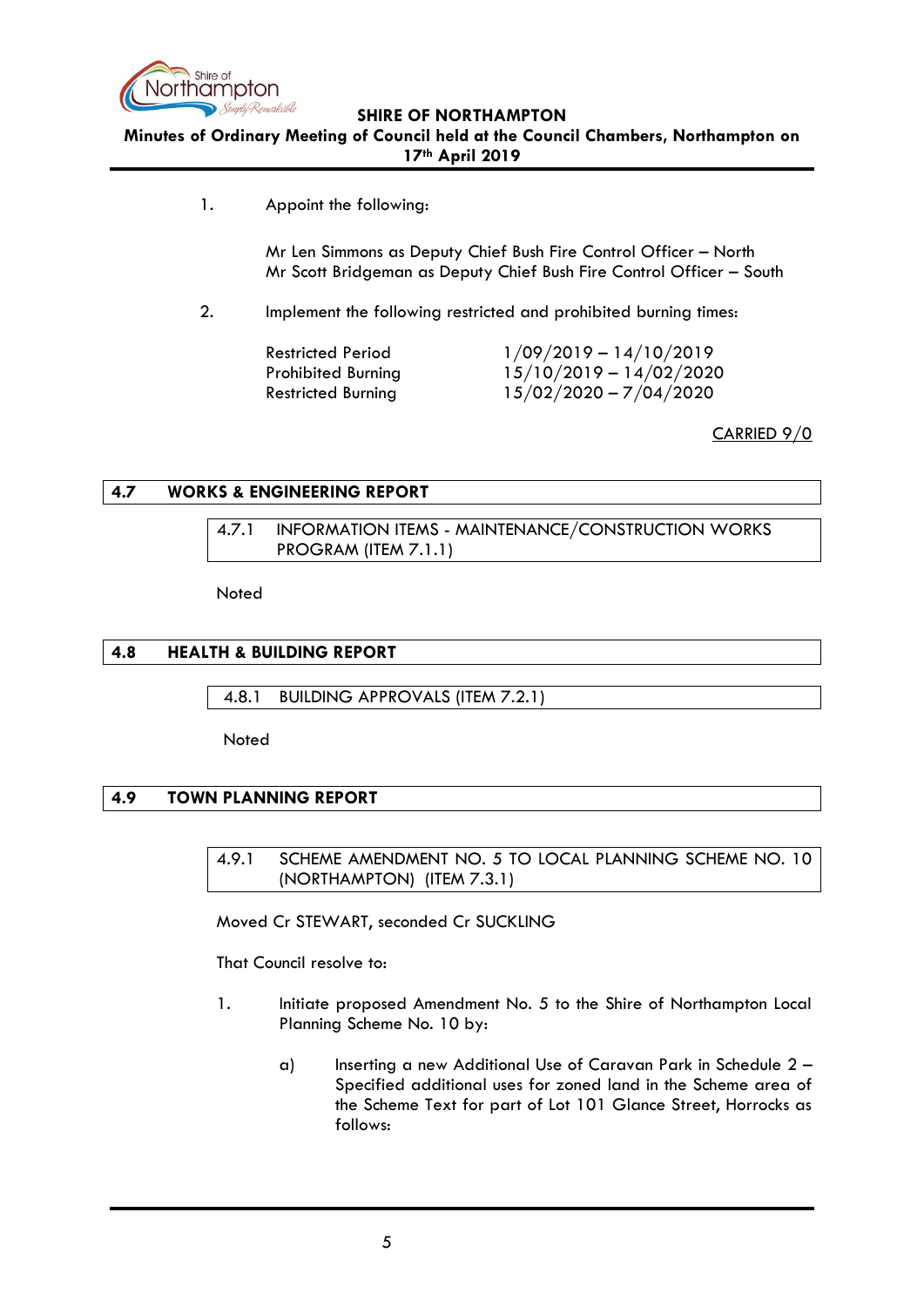1. Appoint the following:

   Mr Len Simmons as Deputy Chief Bush Fire Control Officer – North
   Mr Scott Bridgeman as Deputy Chief Bush Fire Control Officer – South

2. Implement the following restricted and prohibited burning times:

| | |
|---|---|
| Restricted Period | 1/09/2019 – 14/10/2019 |
| Prohibited Burning | 15/10/2019 – 14/02/2020 |
| Restricted Burning | 15/02/2020 – 7/04/2020 |

CARRIED 9/0

## 4.7 WORKS & ENGINEERING REPORT

### 4.7.1 INFORMATION ITEMS - MAINTENANCE/CONSTRUCTION WORKS PROGRAM (ITEM 7.1.1)

Noted

## 4.8 HEALTH & BUILDING REPORT

### 4.8.1 BUILDING APPROVALS (ITEM 7.2.1)

Noted

## 4.9 TOWN PLANNING REPORT

### 4.9.1 SCHEME AMENDMENT NO. 5 TO LOCAL PLANNING SCHEME NO. 10 (NORTHAMPTON) (ITEM 7.3.1)

Moved Cr STEWART, seconded Cr SUCKLING

That Council resolve to:

1. Initiate proposed Amendment No. 5 to the Shire of Northampton Local Planning Scheme No. 10 by:

   a) Inserting a new Additional Use of Caravan Park in Schedule 2 – Specified additional uses for zoned land in the Scheme area of the Scheme Text for part of Lot 101 Glance Street, Horrocks as follows: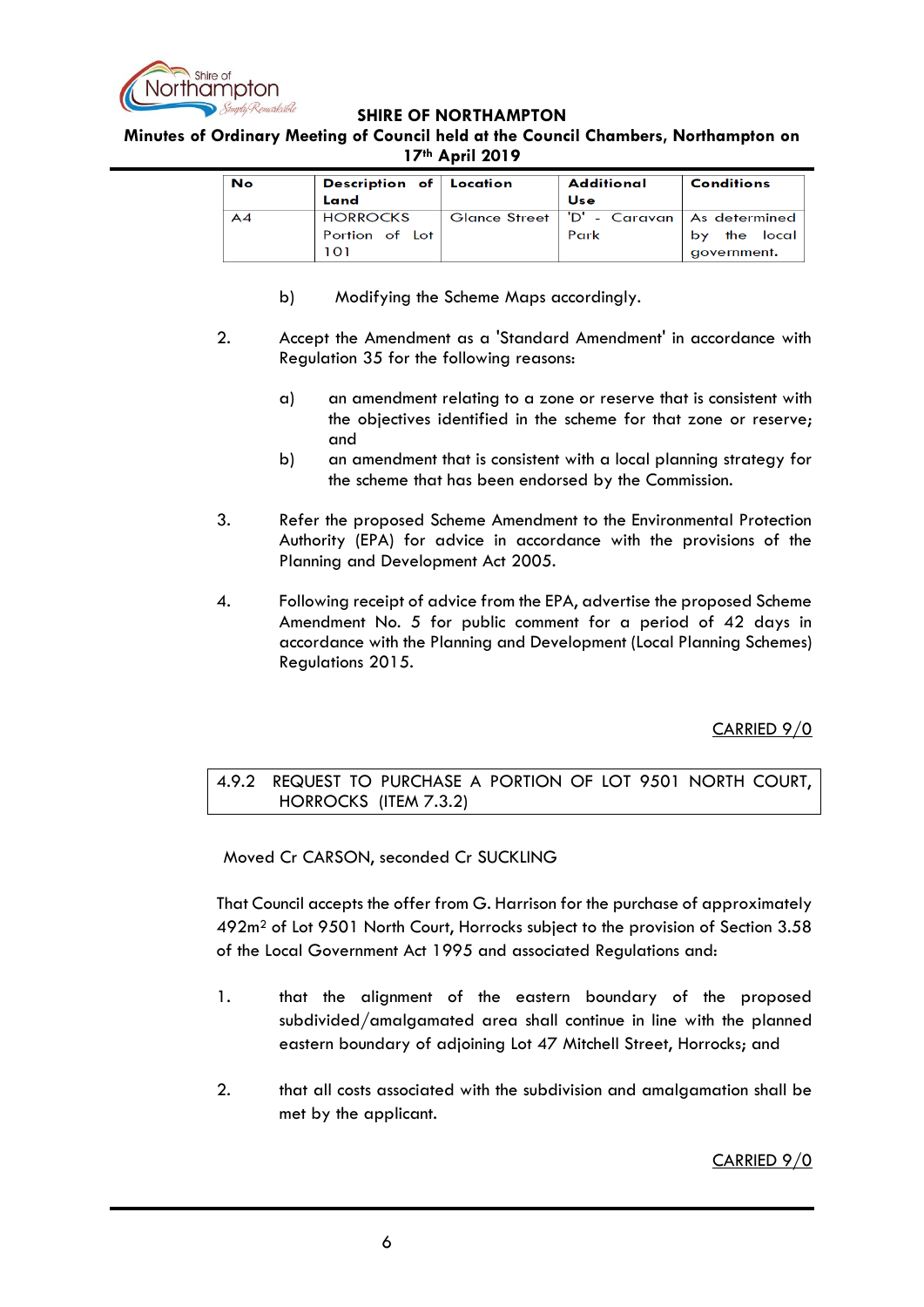| No | Description of Land | Location | Additional Use | Conditions |
|---|---|---|---|---|
| A4 | HORROCKS Portion of Lot 101 | Glance Street | 'D' - Caravan Park | As determined by the local government. |

b) Modifying the Scheme Maps accordingly.

2. Accept the Amendment as a 'Standard Amendment' in accordance with Regulation 35 for the following reasons:

   a) an amendment relating to a zone or reserve that is consistent with the objectives identified in the scheme for that zone or reserve; and
   
   b) an amendment that is consistent with a local planning strategy for the scheme that has been endorsed by the Commission.

3. Refer the proposed Scheme Amendment to the Environmental Protection Authority (EPA) for advice in accordance with the provisions of the Planning and Development Act 2005.

4. Following receipt of advice from the EPA, advertise the proposed Scheme Amendment No. 5 for public comment for a period of 42 days in accordance with the Planning and Development (Local Planning Schemes) Regulations 2015.

CARRIED 9/0

## 4.9.2 REQUEST TO PURCHASE A PORTION OF LOT 9501 NORTH COURT, HORROCKS (ITEM 7.3.2)

Moved Cr CARSON, seconded Cr SUCKLING

That Council accepts the offer from G. Harrison for the purchase of approximately 492m$^2$ of Lot 9501 North Court, Horrocks subject to the provision of Section 3.58 of the Local Government Act 1995 and associated Regulations and:

1. that the alignment of the eastern boundary of the proposed subdivided/amalgamated area shall continue in line with the planned eastern boundary of adjoining Lot 47 Mitchell Street, Horrocks; and

2. that all costs associated with the subdivision and amalgamation shall be met by the applicant.

CARRIED 9/0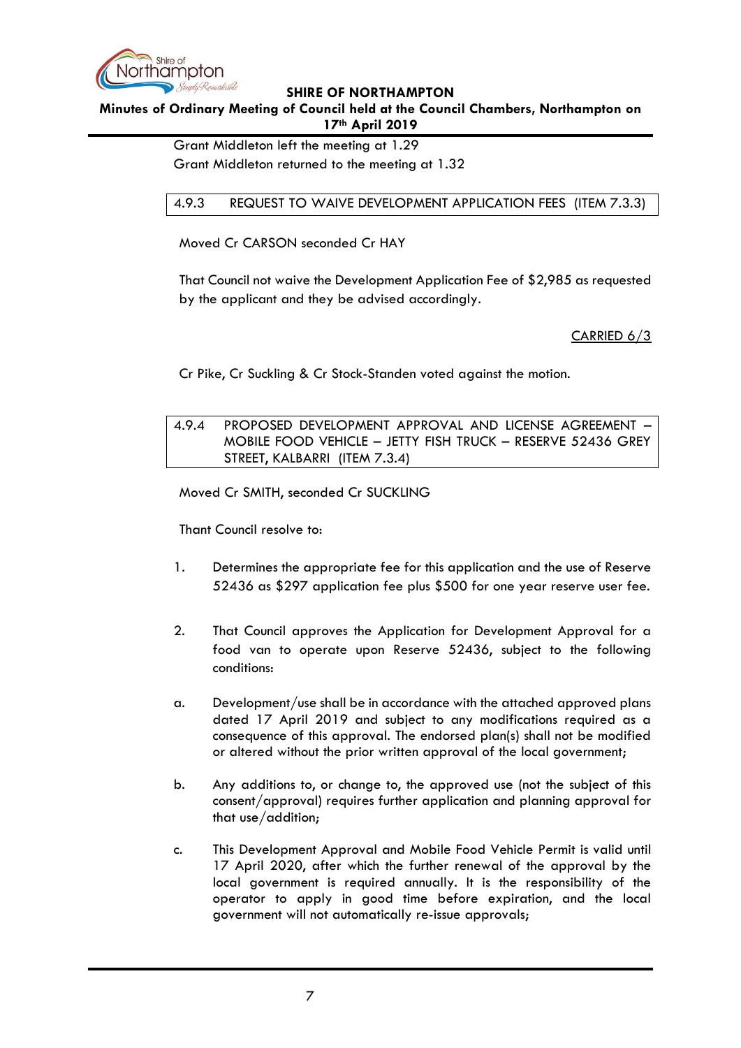Grant Middleton left the meeting at 1.29
Grant Middleton returned to the meeting at 1.32

### 4.9.3 REQUEST TO WAIVE DEVELOPMENT APPLICATION FEES (ITEM 7.3.3)

Moved Cr CARSON seconded Cr HAY

That Council not waive the Development Application Fee of $2,985 as requested by the applicant and they be advised accordingly.

CARRIED 6/3

Cr Pike, Cr Suckling & Cr Stock-Standen voted against the motion.

### 4.9.4 PROPOSED DEVELOPMENT APPROVAL AND LICENSE AGREEMENT – MOBILE FOOD VEHICLE – JETTY FISH TRUCK – RESERVE 52436 GREY STREET, KALBARRI (ITEM 7.3.4)

Moved Cr SMITH, seconded Cr SUCKLING

Thant Council resolve to:

1. Determines the appropriate fee for this application and the use of Reserve 52436 as $297 application fee plus $500 for one year reserve user fee.

2. That Council approves the Application for Development Approval for a food van to operate upon Reserve 52436, subject to the following conditions:

a. Development/use shall be in accordance with the attached approved plans dated 17 April 2019 and subject to any modifications required as a consequence of this approval. The endorsed plan(s) shall not be modified or altered without the prior written approval of the local government;

b. Any additions to, or change to, the approved use (not the subject of this consent/approval) requires further application and planning approval for that use/addition;

c. This Development Approval and Mobile Food Vehicle Permit is valid until 17 April 2020, after which the further renewal of the approval by the local government is required annually. It is the responsibility of the operator to apply in good time before expiration, and the local government will not automatically re-issue approvals;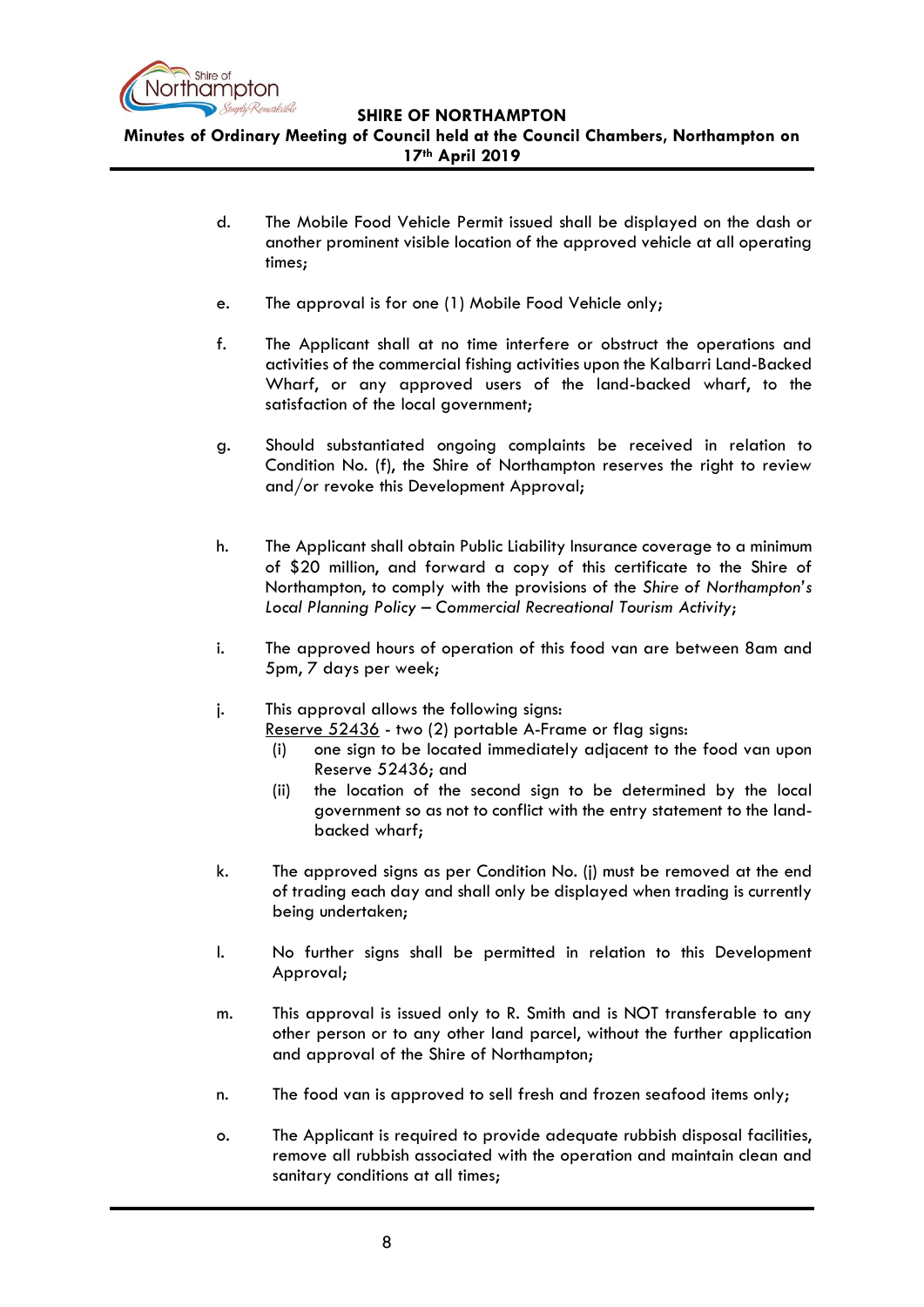d. The Mobile Food Vehicle Permit issued shall be displayed on the dash or another prominent visible location of the approved vehicle at all operating times;

e. The approval is for one (1) Mobile Food Vehicle only;

f. The Applicant shall at no time interfere or obstruct the operations and activities of the commercial fishing activities upon the Kalbarri Land-Backed Wharf, or any approved users of the land-backed wharf, to the satisfaction of the local government;

g. Should substantiated ongoing complaints be received in relation to Condition No. (f), the Shire of Northampton reserves the right to review and/or revoke this Development Approval;

h. The Applicant shall obtain Public Liability Insurance coverage to a minimum of $20 million, and forward a copy of this certificate to the Shire of Northampton, to comply with the provisions of the *Shire of Northampton's Local Planning Policy – Commercial Recreational Tourism Activity*;

i. The approved hours of operation of this food van are between 8am and 5pm, 7 days per week;

j. This approval allows the following signs:
   Reserve 52436 - two (2) portable A-Frame or flag signs:
   (i) one sign to be located immediately adjacent to the food van upon Reserve 52436; and
   (ii) the location of the second sign to be determined by the local government so as not to conflict with the entry statement to the land-backed wharf;

k. The approved signs as per Condition No. (j) must be removed at the end of trading each day and shall only be displayed when trading is currently being undertaken;

l. No further signs shall be permitted in relation to this Development Approval;

m. This approval is issued only to R. Smith and is NOT transferable to any other person or to any other land parcel, without the further application and approval of the Shire of Northampton;

n. The food van is approved to sell fresh and frozen seafood items only;

o. The Applicant is required to provide adequate rubbish disposal facilities, remove all rubbish associated with the operation and maintain clean and sanitary conditions at all times;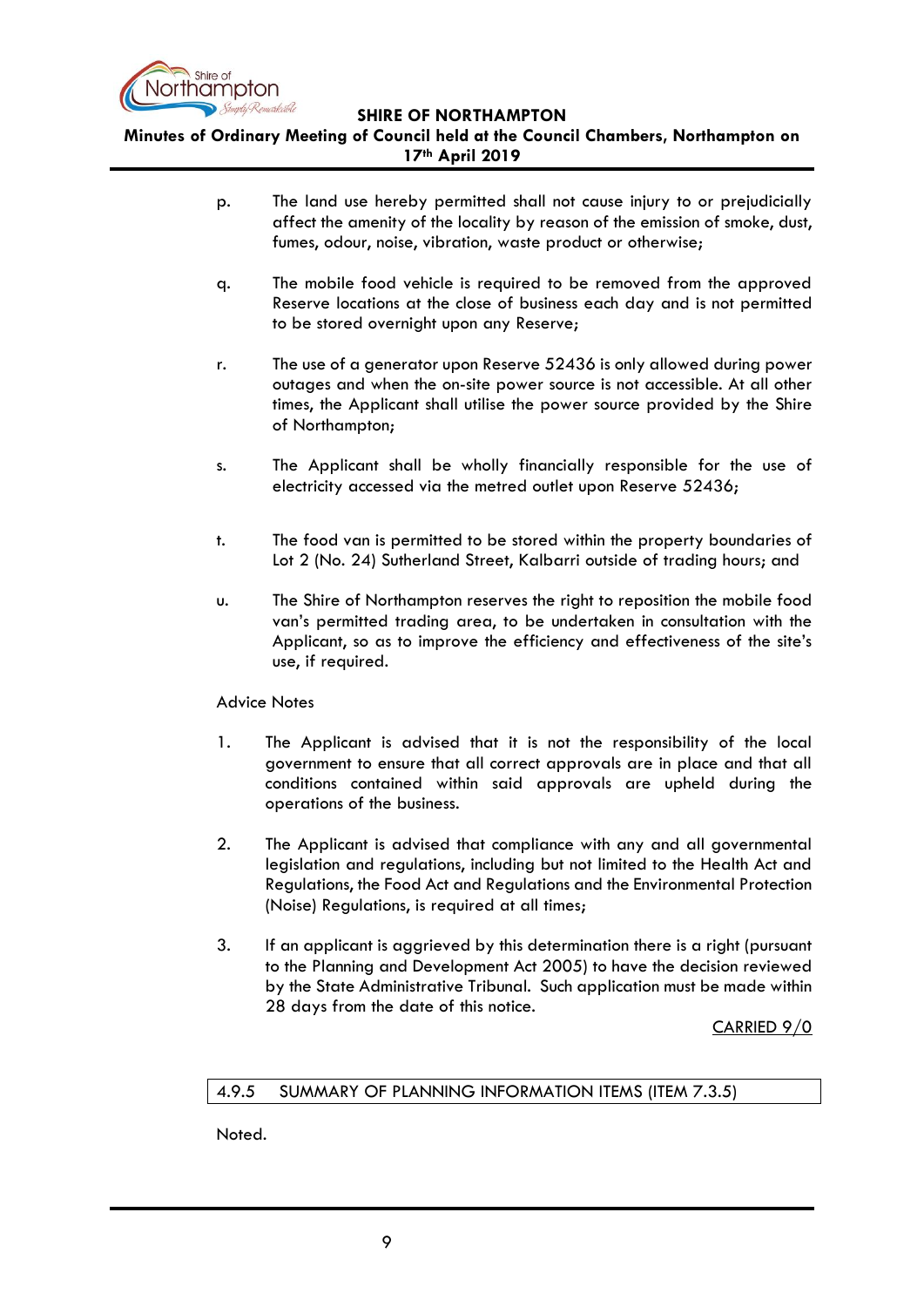p. The land use hereby permitted shall not cause injury to or prejudicially affect the amenity of the locality by reason of the emission of smoke, dust, fumes, odour, noise, vibration, waste product or otherwise;

q. The mobile food vehicle is required to be removed from the approved Reserve locations at the close of business each day and is not permitted to be stored overnight upon any Reserve;

r. The use of a generator upon Reserve 52436 is only allowed during power outages and when the on-site power source is not accessible. At all other times, the Applicant shall utilise the power source provided by the Shire of Northampton;

s. The Applicant shall be wholly financially responsible for the use of electricity accessed via the metred outlet upon Reserve 52436;

t. The food van is permitted to be stored within the property boundaries of Lot 2 (No. 24) Sutherland Street, Kalbarri outside of trading hours; and

u. The Shire of Northampton reserves the right to reposition the mobile food van's permitted trading area, to be undertaken in consultation with the Applicant, so as to improve the efficiency and effectiveness of the site's use, if required.

Advice Notes

1. The Applicant is advised that it is not the responsibility of the local government to ensure that all correct approvals are in place and that all conditions contained within said approvals are upheld during the operations of the business.

2. The Applicant is advised that compliance with any and all governmental legislation and regulations, including but not limited to the Health Act and Regulations, the Food Act and Regulations and the Environmental Protection (Noise) Regulations, is required at all times;

3. If an applicant is aggrieved by this determination there is a right (pursuant to the Planning and Development Act 2005) to have the decision reviewed by the State Administrative Tribunal. Such application must be made within 28 days from the date of this notice.

CARRIED 9/0

### 4.9.5 SUMMARY OF PLANNING INFORMATION ITEMS (ITEM 7.3.5)

Noted.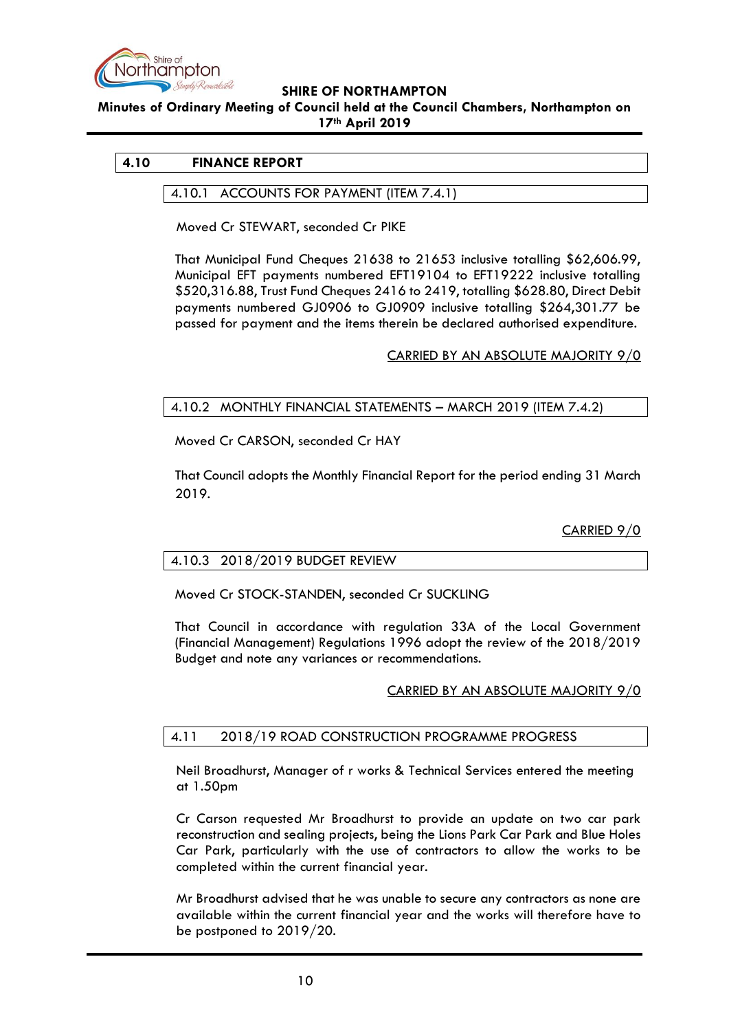## 4.10 FINANCE REPORT

### 4.10.1 ACCOUNTS FOR PAYMENT (ITEM 7.4.1)

Moved Cr STEWART, seconded Cr PIKE

That Municipal Fund Cheques 21638 to 21653 inclusive totalling $62,606.99, Municipal EFT payments numbered EFT19104 to EFT19222 inclusive totalling $520,316.88, Trust Fund Cheques 2416 to 2419, totalling $628.80, Direct Debit payments numbered GJ0906 to GJ0909 inclusive totalling $264,301.77 be passed for payment and the items therein be declared authorised expenditure.

CARRIED BY AN ABSOLUTE MAJORITY 9/0

### 4.10.2 MONTHLY FINANCIAL STATEMENTS – MARCH 2019 (ITEM 7.4.2)

Moved Cr CARSON, seconded Cr HAY

That Council adopts the Monthly Financial Report for the period ending 31 March 2019.

CARRIED 9/0

### 4.10.3 2018/2019 BUDGET REVIEW

Moved Cr STOCK-STANDEN, seconded Cr SUCKLING

That Council in accordance with regulation 33A of the Local Government (Financial Management) Regulations 1996 adopt the review of the 2018/2019 Budget and note any variances or recommendations.

CARRIED BY AN ABSOLUTE MAJORITY 9/0

## 4.11 2018/19 ROAD CONSTRUCTION PROGRAMME PROGRESS

Neil Broadhurst, Manager of r works & Technical Services entered the meeting at 1.50pm

Cr Carson requested Mr Broadhurst to provide an update on two car park reconstruction and sealing projects, being the Lions Park Car Park and Blue Holes Car Park, particularly with the use of contractors to allow the works to be completed within the current financial year.

Mr Broadhurst advised that he was unable to secure any contractors as none are available within the current financial year and the works will therefore have to be postponed to 2019/20.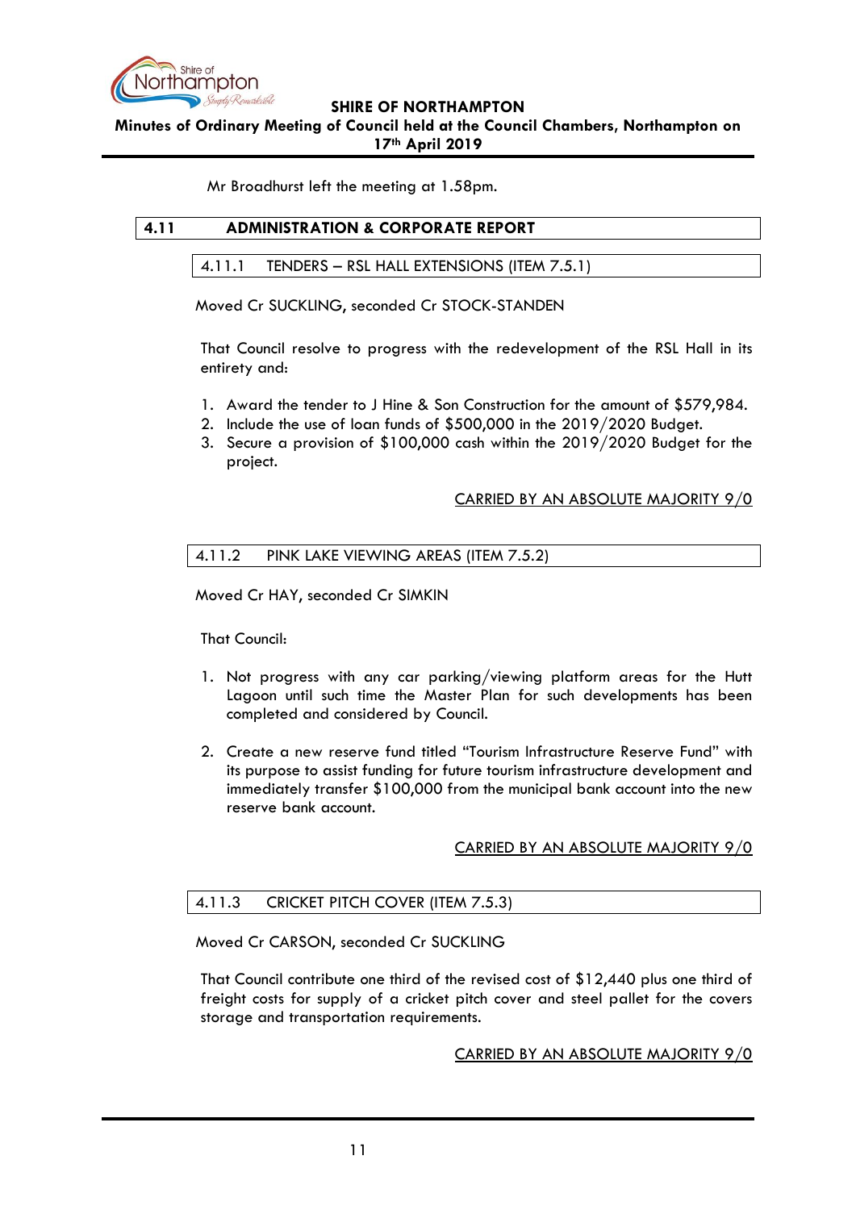Mr Broadhurst left the meeting at 1.58pm.

## 4.11 ADMINISTRATION & CORPORATE REPORT

### 4.11.1 TENDERS – RSL HALL EXTENSIONS (ITEM 7.5.1)

Moved Cr SUCKLING, seconded Cr STOCK-STANDEN

That Council resolve to progress with the redevelopment of the RSL Hall in its entirety and:

1. Award the tender to J Hine & Son Construction for the amount of $579,984.
2. Include the use of loan funds of $500,000 in the 2019/2020 Budget.
3. Secure a provision of $100,000 cash within the 2019/2020 Budget for the project.

CARRIED BY AN ABSOLUTE MAJORITY 9/0

### 4.11.2 PINK LAKE VIEWING AREAS (ITEM 7.5.2)

Moved Cr HAY, seconded Cr SIMKIN

That Council:

1. Not progress with any car parking/viewing platform areas for the Hutt Lagoon until such time the Master Plan for such developments has been completed and considered by Council.

2. Create a new reserve fund titled "Tourism Infrastructure Reserve Fund" with its purpose to assist funding for future tourism infrastructure development and immediately transfer $100,000 from the municipal bank account into the new reserve bank account.

CARRIED BY AN ABSOLUTE MAJORITY 9/0

### 4.11.3 CRICKET PITCH COVER (ITEM 7.5.3)

Moved Cr CARSON, seconded Cr SUCKLING

That Council contribute one third of the revised cost of $12,440 plus one third of freight costs for supply of a cricket pitch cover and steel pallet for the covers storage and transportation requirements.

CARRIED BY AN ABSOLUTE MAJORITY 9/0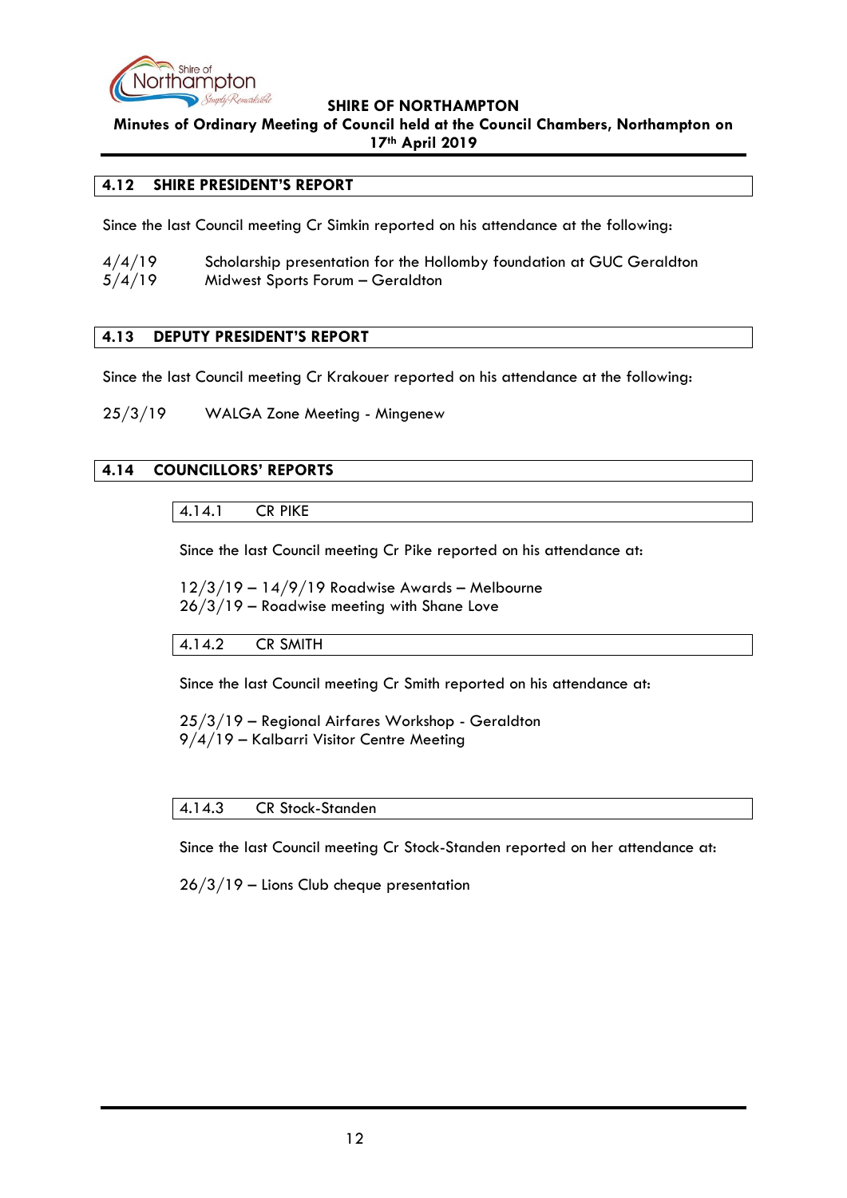## 4.12 SHIRE PRESIDENT'S REPORT

Since the last Council meeting Cr Simkin reported on his attendance at the following:

4/4/19 Scholarship presentation for the Hollomby foundation at GUC Geraldton
5/4/19 Midwest Sports Forum – Geraldton

## 4.13 DEPUTY PRESIDENT'S REPORT

Since the last Council meeting Cr Krakouer reported on his attendance at the following:

25/3/19 WALGA Zone Meeting - Mingenew

## 4.14 COUNCILLORS' REPORTS

### 4.14.1 CR PIKE

Since the last Council meeting Cr Pike reported on his attendance at:

12/3/19 – 14/9/19 Roadwise Awards – Melbourne
26/3/19 – Roadwise meeting with Shane Love

### 4.14.2 CR SMITH

Since the last Council meeting Cr Smith reported on his attendance at:

25/3/19 – Regional Airfares Workshop - Geraldton
9/4/19 – Kalbarri Visitor Centre Meeting

### 4.14.3 CR Stock-Standen

Since the last Council meeting Cr Stock-Standen reported on her attendance at:

26/3/19 – Lions Club cheque presentation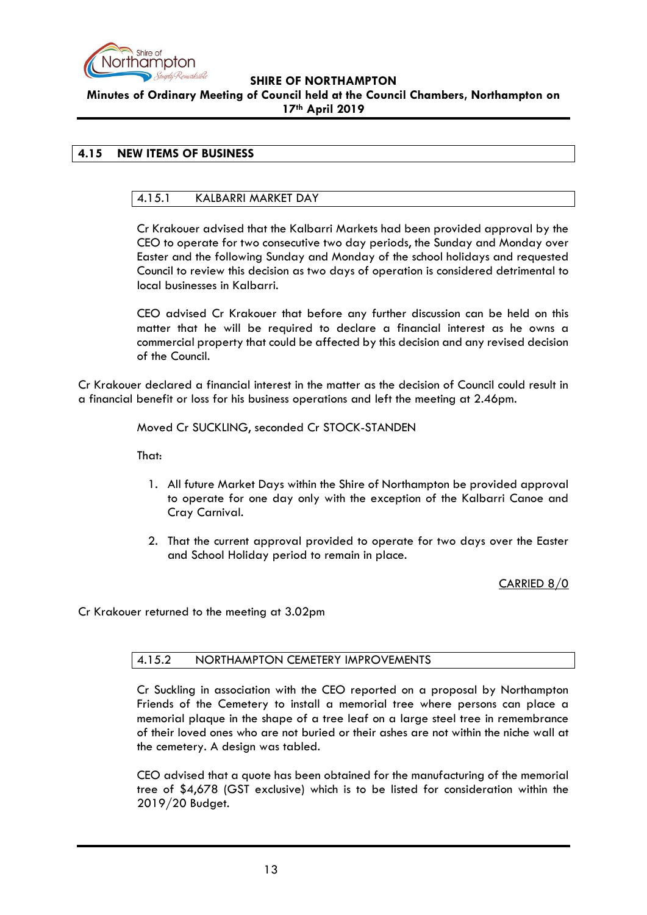## 4.15 NEW ITEMS OF BUSINESS

### 4.15.1 KALBARRI MARKET DAY

Cr Krakouer advised that the Kalbarri Markets had been provided approval by the CEO to operate for two consecutive two day periods, the Sunday and Monday over Easter and the following Sunday and Monday of the school holidays and requested Council to review this decision as two days of operation is considered detrimental to local businesses in Kalbarri.

CEO advised Cr Krakouer that before any further discussion can be held on this matter that he will be required to declare a financial interest as he owns a commercial property that could be affected by this decision and any revised decision of the Council.

Cr Krakouer declared a financial interest in the matter as the decision of Council could result in a financial benefit or loss for his business operations and left the meeting at 2.46pm.

Moved Cr SUCKLING, seconded Cr STOCK-STANDEN

That:

1. All future Market Days within the Shire of Northampton be provided approval to operate for one day only with the exception of the Kalbarri Canoe and Cray Carnival.
2. That the current approval provided to operate for two days over the Easter and School Holiday period to remain in place.

CARRIED 8/0

Cr Krakouer returned to the meeting at 3.02pm

### 4.15.2 NORTHAMPTON CEMETERY IMPROVEMENTS

Cr Suckling in association with the CEO reported on a proposal by Northampton Friends of the Cemetery to install a memorial tree where persons can place a memorial plaque in the shape of a tree leaf on a large steel tree in remembrance of their loved ones who are not buried or their ashes are not within the niche wall at the cemetery. A design was tabled.

CEO advised that a quote has been obtained for the manufacturing of the memorial tree of $4,678 (GST exclusive) which is to be listed for consideration within the 2019/20 Budget.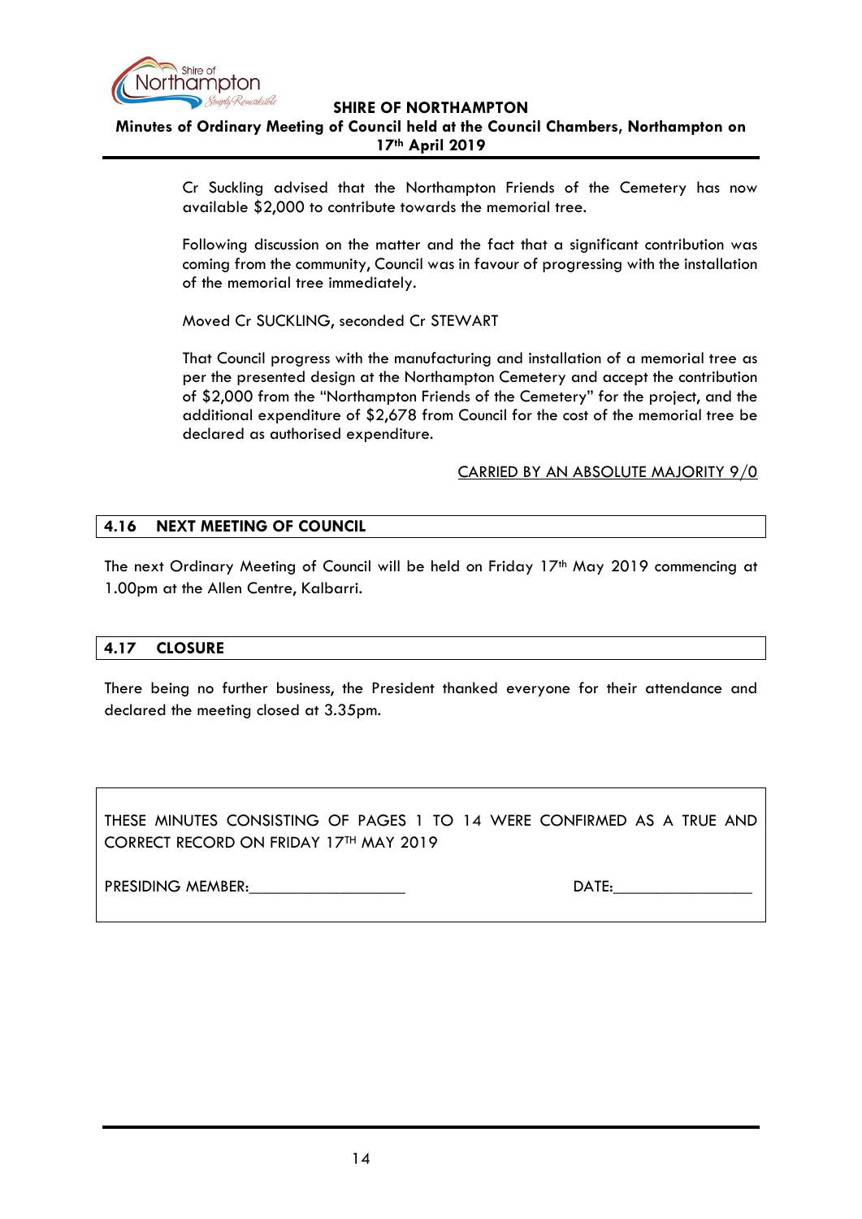Cr Suckling advised that the Northampton Friends of the Cemetery has now available $2,000 to contribute towards the memorial tree.

Following discussion on the matter and the fact that a significant contribution was coming from the community, Council was in favour of progressing with the installation of the memorial tree immediately.

Moved Cr SUCKLING, seconded Cr STEWART

That Council progress with the manufacturing and installation of a memorial tree as per the presented design at the Northampton Cemetery and accept the contribution of $2,000 from the "Northampton Friends of the Cemetery" for the project, and the additional expenditure of $2,678 from Council for the cost of the memorial tree be declared as authorised expenditure.

CARRIED BY AN ABSOLUTE MAJORITY 9/0

## 4.16 NEXT MEETING OF COUNCIL

The next Ordinary Meeting of Council will be held on Friday 17th May 2019 commencing at 1.00pm at the Allen Centre, Kalbarri.

## 4.17 CLOSURE

There being no further business, the President thanked everyone for their attendance and declared the meeting closed at 3.35pm.

THESE MINUTES CONSISTING OF PAGES 1 TO 14 WERE CONFIRMED AS A TRUE AND CORRECT RECORD ON FRIDAY 17TH MAY 2019

PRESIDING MEMBER:__________________ DATE:________________